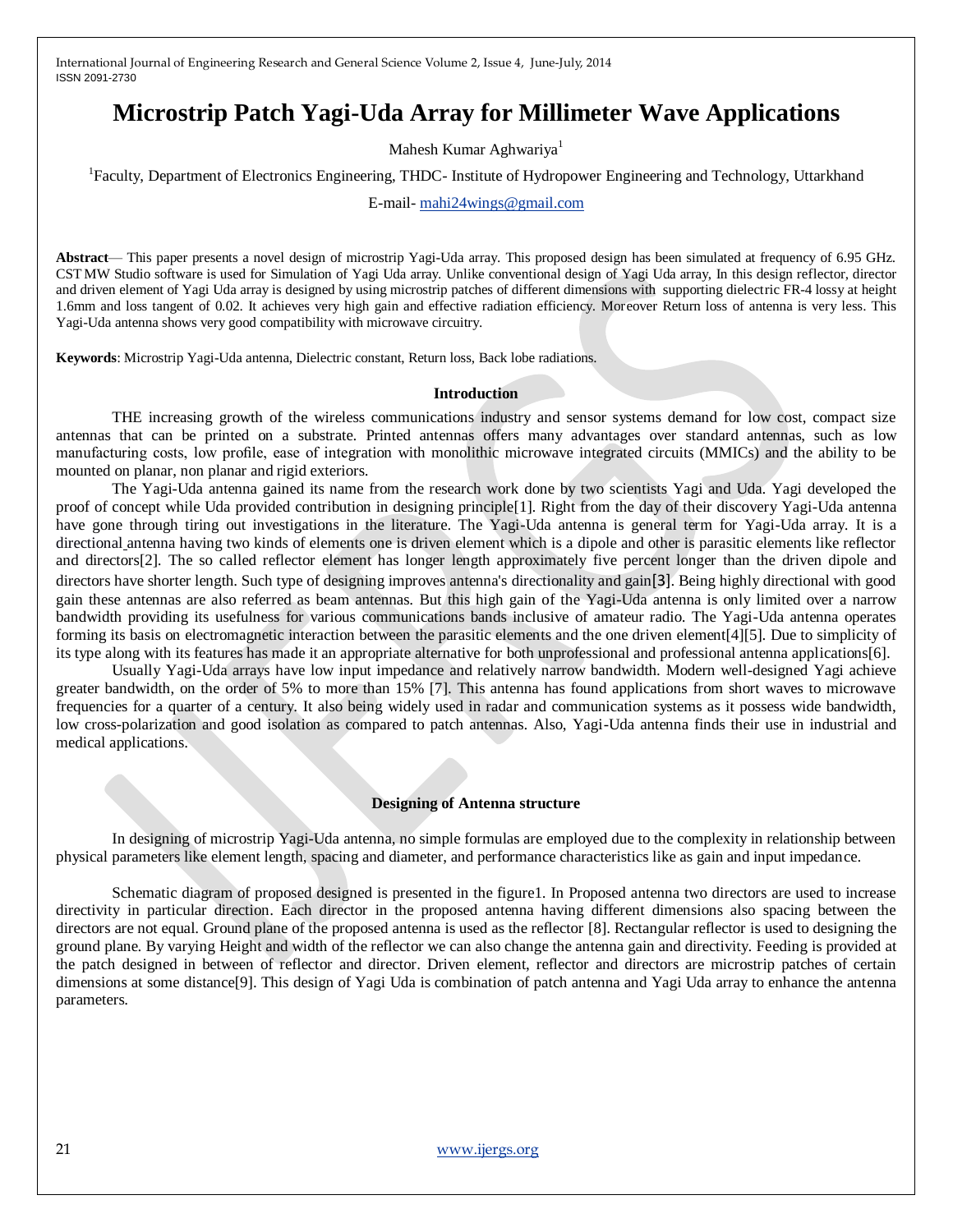# Microstrip Patch Yagi-Uda Array for Millimeter Wave Applications

Mahesh Kumar Aghwariya[1]

[1]Faculty, Department of Electronics Engineering, THDC- Institute of Hydropower Engineering and Technology, Uttarkhand

E-mail- mahi24wings@gmail.com

**Abstract**— This paper presents a novel design of microstrip Yagi-Uda array. This proposed design has been simulated at frequency of 6.95 GHz. CST MW Studio software is used for Simulation of Yagi Uda array. Unlike conventional design of Yagi Uda array, In this design reflector, director and driven element of Yagi Uda array is designed by using microstrip patches of different dimensions with supporting dielectric FR-4 lossy at height 1.6mm and loss tangent of 0.02. It achieves very high gain and effective radiation efficiency. Moreover Return loss of antenna is very less. This Yagi-Uda antenna shows very good compatibility with microwave circuitry.

**Keywords**: Microstrip Yagi-Uda antenna, Dielectric constant, Return loss, Back lobe radiations.

## Introduction

THE increasing growth of the wireless communications industry and sensor systems demand for low cost, compact size antennas that can be printed on a substrate. Printed antennas offers many advantages over standard antennas, such as low manufacturing costs, low profile, ease of integration with monolithic microwave integrated circuits (MMICs) and the ability to be mounted on planar, non planar and rigid exteriors.

The Yagi-Uda antenna gained its name from the research work done by two scientists Yagi and Uda. Yagi developed the proof of concept while Uda provided contribution in designing principle[1]. Right from the day of their discovery Yagi-Uda antenna have gone through tiring out investigations in the literature. The Yagi-Uda antenna is general term for Yagi-Uda array. It is a directional antenna having two kinds of elements one is driven element which is a dipole and other is parasitic elements like reflector and directors[2]. The so called reflector element has longer length approximately five percent longer than the driven dipole and directors have shorter length. Such type of designing improves antenna's directionality and gain[3]. Being highly directional with good gain these antennas are also referred as beam antennas. But this high gain of the Yagi-Uda antenna is only limited over a narrow bandwidth providing its usefulness for various communications bands inclusive of amateur radio. The Yagi-Uda antenna operates forming its basis on electromagnetic interaction between the parasitic elements and the one driven element[4][5]. Due to simplicity of its type along with its features has made it an appropriate alternative for both unprofessional and professional antenna applications[6].

Usually Yagi-Uda arrays have low input impedance and relatively narrow bandwidth. Modern well-designed Yagi achieve greater bandwidth, on the order of 5% to more than 15% [7]. This antenna has found applications from short waves to microwave frequencies for a quarter of a century. It also being widely used in radar and communication systems as it possess wide bandwidth, low cross-polarization and good isolation as compared to patch antennas. Also, Yagi-Uda antenna finds their use in industrial and medical applications.

## Designing of Antenna structure

In designing of microstrip Yagi-Uda antenna, no simple formulas are employed due to the complexity in relationship between physical parameters like element length, spacing and diameter, and performance characteristics like as gain and input impedance.

Schematic diagram of proposed designed is presented in the figure1. In Proposed antenna two directors are used to increase directivity in particular direction. Each director in the proposed antenna having different dimensions also spacing between the directors are not equal. Ground plane of the proposed antenna is used as the reflector [8]. Rectangular reflector is used to designing the ground plane. By varying Height and width of the reflector we can also change the antenna gain and directivity. Feeding is provided at the patch designed in between of reflector and director. Driven element, reflector and directors are microstrip patches of certain dimensions at some distance[9]. This design of Yagi Uda is combination of patch antenna and Yagi Uda array to enhance the antenna parameters.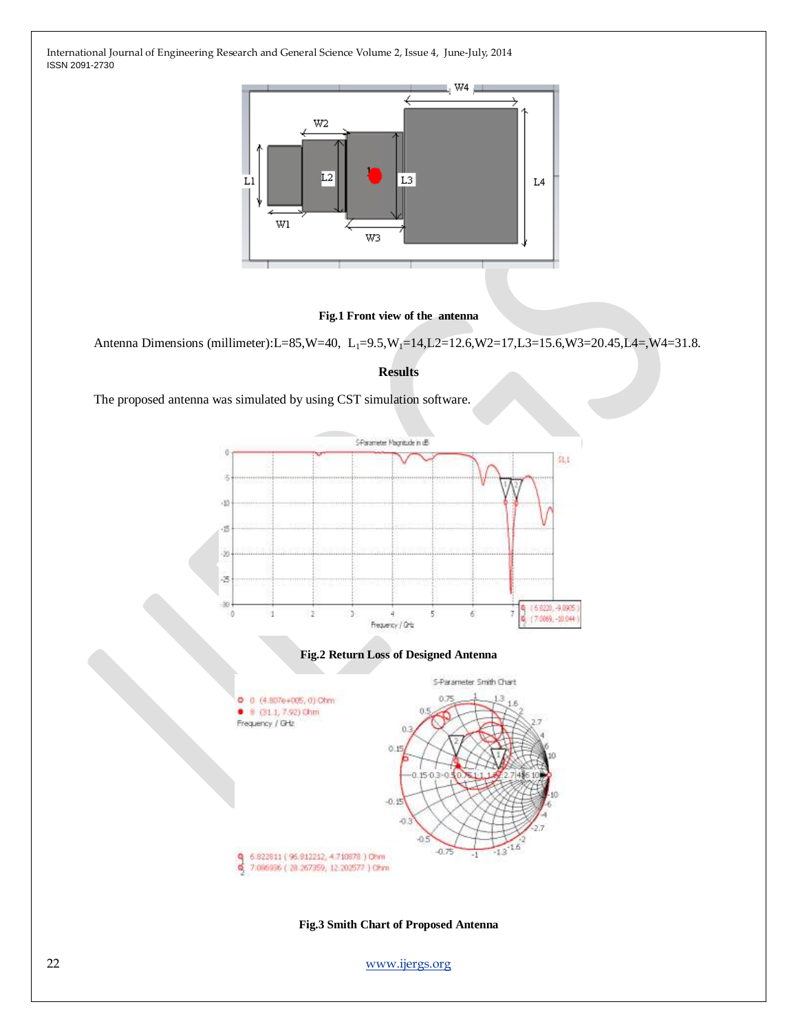**Fig.1 Front view of the antenna**

Antenna Dimensions (millimeter):L=85,W=40, $L_1$=9.5,$W_1$=14,L2=12.6,W2=17,L3=15.6,W3=20.45,L4=,W4=31.8.

## Results

The proposed antenna was simulated by using CST simulation software.

**Fig.2 Return Loss of Designed Antenna**

**Fig.3 Smith Chart of Proposed Antenna**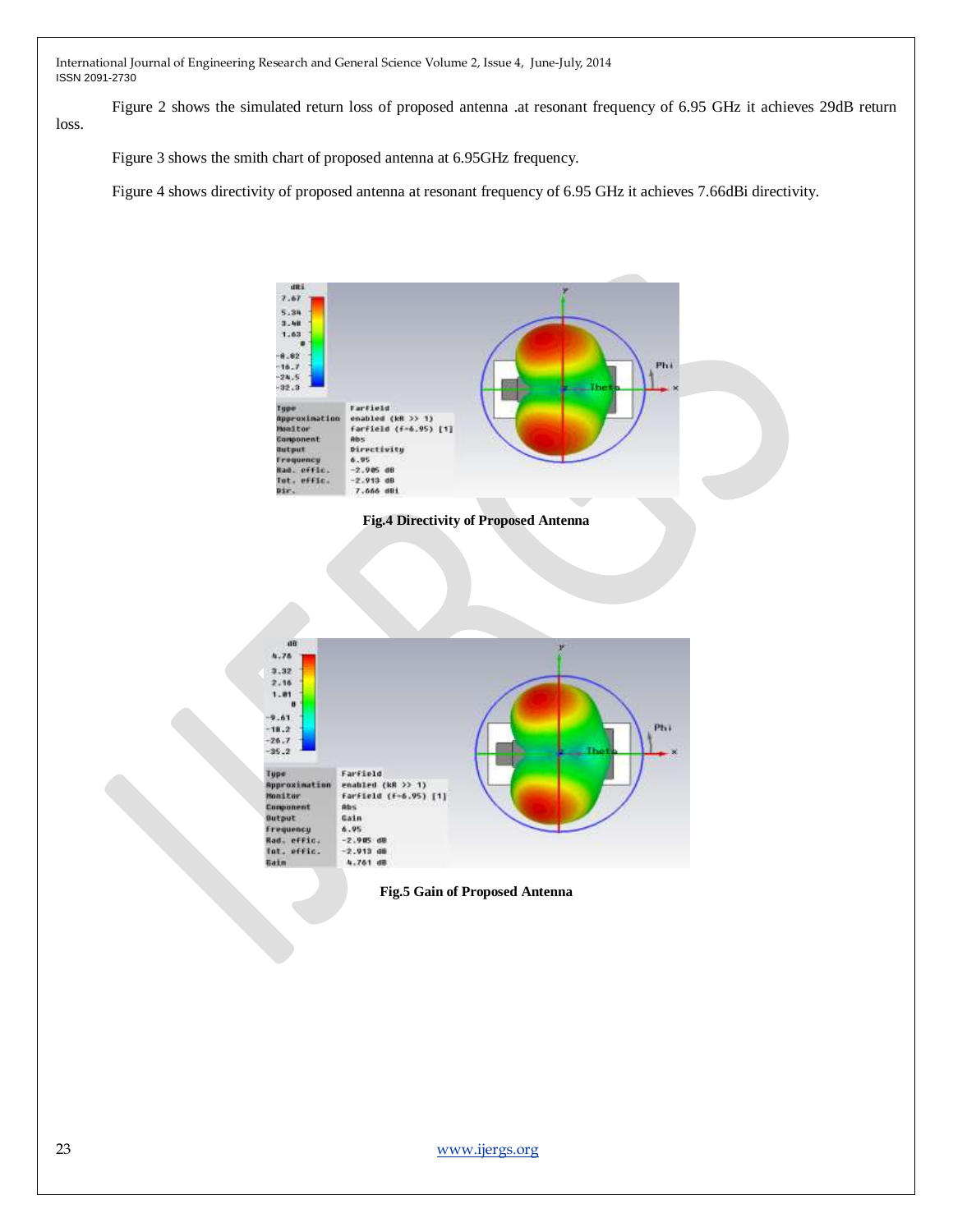Figure 2 shows the simulated return loss of proposed antenna .at resonant frequency of 6.95 GHz it achieves 29dB return loss.

Figure 3 shows the smith chart of proposed antenna at 6.95GHz frequency.

Figure 4 shows directivity of proposed antenna at resonant frequency of 6.95 GHz it achieves 7.66dBi directivity.

**Fig.4 Directivity of Proposed Antenna**

**Fig.5 Gain of Proposed Antenna**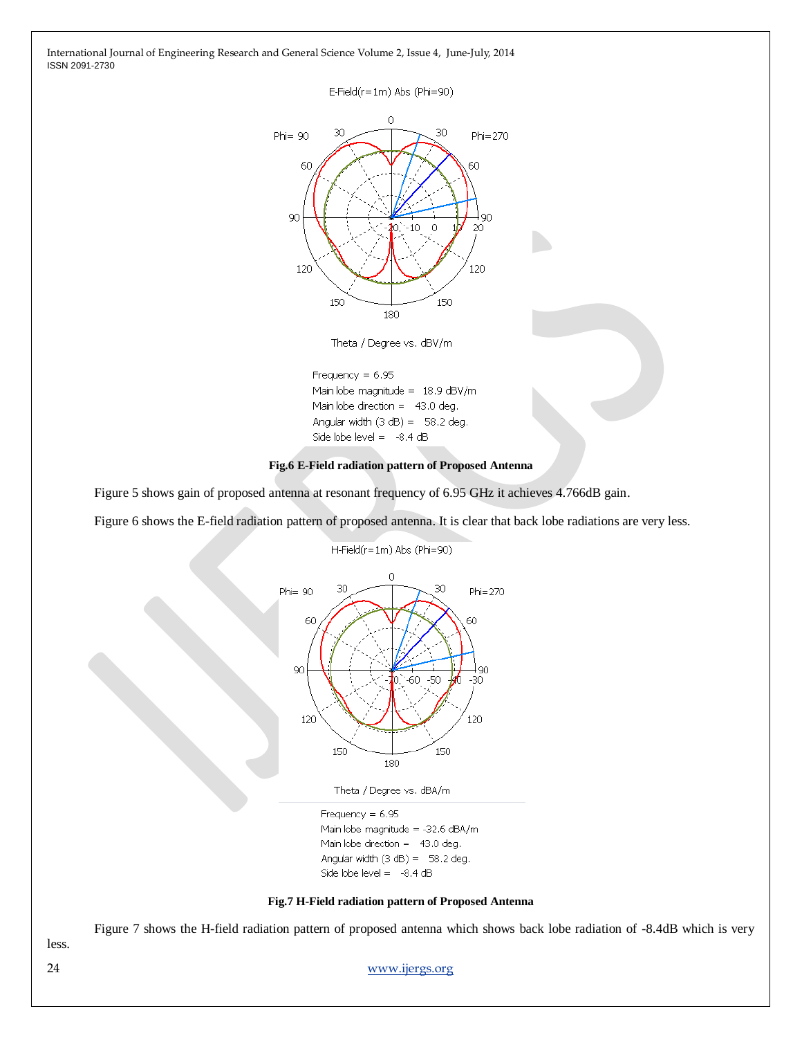E-Field(r=1m) Abs (Phi=90)

Theta / Degree vs. dBV/m

Frequency = 6.95
Main lobe magnitude = 18.9 dBV/m
Main lobe direction = 43.0 deg.
Angular width (3 dB) = 58.2 deg.
Side lobe level = -8.4 dB

**Fig.6 E-Field radiation pattern of Proposed Antenna**

Figure 5 shows gain of proposed antenna at resonant frequency of 6.95 GHz it achieves 4.766dB gain.

Figure 6 shows the E-field radiation pattern of proposed antenna. It is clear that back lobe radiations are very less.

H-Field(r=1m) Abs (Phi=90)

Theta / Degree vs. dBA/m

Frequency = 6.95
Main lobe magnitude = -32.6 dBA/m
Main lobe direction = 43.0 deg.
Angular width (3 dB) = 58.2 deg.
Side lobe level = -8.4 dB

**Fig.7 H-Field radiation pattern of Proposed Antenna**

Figure 7 shows the H-field radiation pattern of proposed antenna which shows back lobe radiation of -8.4dB which is very less.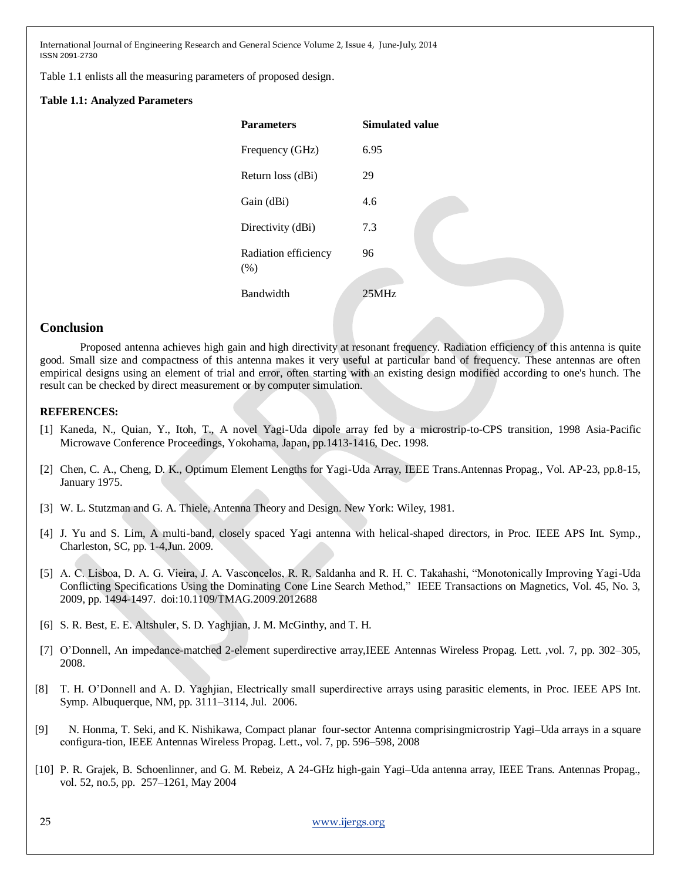Table 1.1 enlists all the measuring parameters of proposed design.

**Table 1.1: Analyzed Parameters**

| Parameters | Simulated value |
|---|---|
| Frequency (GHz) | 6.95 |
| Return loss (dBi) | 29 |
| Gain (dBi) | 4.6 |
| Directivity (dBi) | 7.3 |
| Radiation efficiency (%) | 96 |
| Bandwidth | 25MHz |

## Conclusion

Proposed antenna achieves high gain and high directivity at resonant frequency. Radiation efficiency of this antenna is quite good. Small size and compactness of this antenna makes it very useful at particular band of frequency. These antennas are often empirical designs using an element of trial and error, often starting with an existing design modified according to one's hunch. The result can be checked by direct measurement or by computer simulation.

**REFERENCES:**

[1] Kaneda, N., Quian, Y., Itoh, T., A novel Yagi-Uda dipole array fed by a microstrip-to-CPS transition, 1998 Asia-Pacific Microwave Conference Proceedings, Yokohama, Japan, pp.1413-1416, Dec. 1998.

[2] Chen, C. A., Cheng, D. K., Optimum Element Lengths for Yagi-Uda Array, IEEE Trans.Antennas Propag., Vol. AP-23, pp.8-15, January 1975.

[3] W. L. Stutzman and G. A. Thiele, Antenna Theory and Design. New York: Wiley, 1981.

[4] J. Yu and S. Lim, A multi-band, closely spaced Yagi antenna with helical-shaped directors, in Proc. IEEE APS Int. Symp., Charleston, SC, pp. 1-4,Jun. 2009.

[5] A. C. Lisboa, D. A. G. Vieira, J. A. Vasconcelos, R. R. Saldanha and R. H. C. Takahashi, "Monotonically Improving Yagi-Uda Conflicting Specifications Using the Dominating Cone Line Search Method," IEEE Transactions on Magnetics, Vol. 45, No. 3, 2009, pp. 1494-1497. doi:10.1109/TMAG.2009.2012688

[6] S. R. Best, E. E. Altshuler, S. D. Yaghjian, J. M. McGinthy, and T. H.

[7] O'Donnell, An impedance-matched 2-element superdirective array,IEEE Antennas Wireless Propag. Lett. ,vol. 7, pp. 302–305, 2008.

[8] T. H. O'Donnell and A. D. Yaghjian, Electrically small superdirective arrays using parasitic elements, in Proc. IEEE APS Int. Symp. Albuquerque, NM, pp. 3111–3114, Jul. 2006.

[9] N. Honma, T. Seki, and K. Nishikawa, Compact planar four-sector Antenna comprisingmicrostrip Yagi–Uda arrays in a square configura-tion, IEEE Antennas Wireless Propag. Lett., vol. 7, pp. 596–598, 2008

[10] P. R. Grajek, B. Schoenlinner, and G. M. Rebeiz, A 24-GHz high-gain Yagi–Uda antenna array, IEEE Trans. Antennas Propag., vol. 52, no.5, pp. 257–1261, May 2004